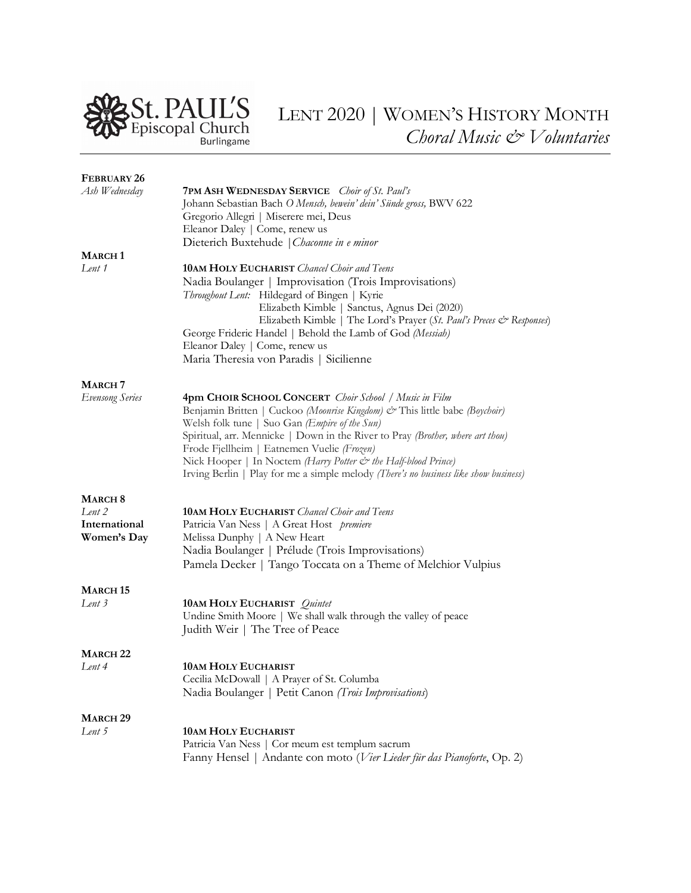St. PAUL'S Episcopal Church Burlingame

# LENT 2020 | WOMEN'S HISTORY MONTH
## *Choral Music & Voluntaries*

---

**FEBRUARY 26**
*Ash Wednesday*

**7PM ASH WEDNESDAY SERVICE** *Choir of St. Paul's*
Johann Sebastian Bach *O Mensch, bewein' dein' Sünde gross,* BWV 622
Gregorio Allegri | Miserere mei, Deus
Eleanor Daley | Come, renew us
Dieterich Buxtehude | *Chaconne in e minor*

**MARCH 1**
*Lent 1*

**10AM HOLY EUCHARIST** *Chancel Choir and Teens*
Nadia Boulanger | Improvisation (Trois Improvisations)
*Throughout Lent:* Hildegard of Bingen | Kyrie
Elizabeth Kimble | Sanctus, Agnus Dei (2020)
Elizabeth Kimble | The Lord's Prayer (*St. Paul's Preces & Responses*)
George Frideric Handel | Behold the Lamb of God *(Messiah)*
Eleanor Daley | Come, renew us
Maria Theresia von Paradis | Sicilienne

**MARCH 7**
*Evensong Series*

**4pm CHOIR SCHOOL CONCERT** *Choir School / Music in Film*
Benjamin Britten | Cuckoo *(Moonrise Kingdom)* & This little babe *(Boychoir)*
Welsh folk tune | Suo Gan *(Empire of the Sun)*
Spiritual, arr. Mennicke | Down in the River to Pray *(Brother, where art thou)*
Frode Fjellheim | Eatnemen Vuelie *(Frozen)*
Nick Hooper | In Noctem *(Harry Potter & the Half-blood Prince)*
Irving Berlin | Play for me a simple melody *(There's no business like show business)*

**MARCH 8**
*Lent 2*
**International Women's Day**

**10AM HOLY EUCHARIST** *Chancel Choir and Teens*
Patricia Van Ness | A Great Host *premiere*
Melissa Dunphy | A New Heart
Nadia Boulanger | Prélude (Trois Improvisations)
Pamela Decker | Tango Toccata on a Theme of Melchior Vulpius

**MARCH 15**
*Lent 3*

**10AM HOLY EUCHARIST** *Quintet*
Undine Smith Moore | We shall walk through the valley of peace
Judith Weir | The Tree of Peace

**MARCH 22**
*Lent 4*

**10AM HOLY EUCHARIST**
Cecilia McDowall | A Prayer of St. Columba
Nadia Boulanger | Petit Canon *(Trois Improvisations)*

**MARCH 29**
*Lent 5*

**10AM HOLY EUCHARIST**
Patricia Van Ness | Cor meum est templum sacrum
Fanny Hensel | Andante con moto (*Vier Lieder für das Pianoforte*, Op. 2)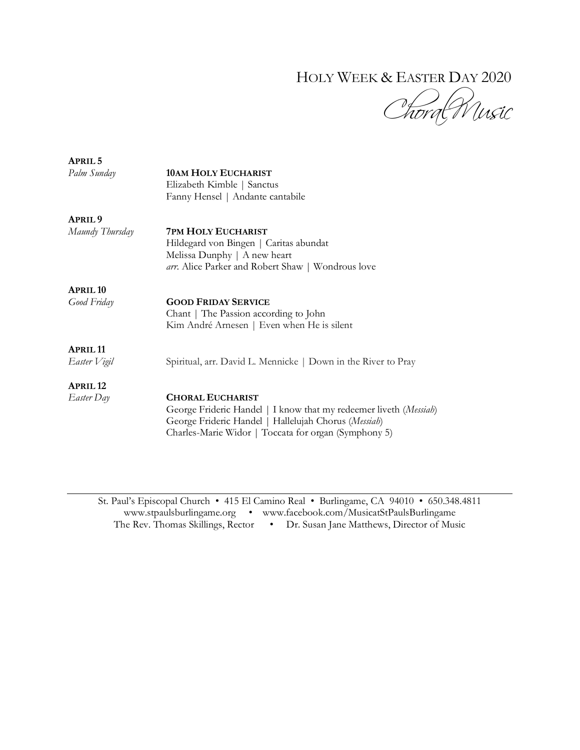# HOLY WEEK & EASTER DAY 2020

## *Choral Music*

**APRIL 5**
*Palm Sunday*

**10AM HOLY EUCHARIST**
Elizabeth Kimble | Sanctus
Fanny Hensel | Andante cantabile

**APRIL 9**
*Maundy Thursday*

**7PM HOLY EUCHARIST**
Hildegard von Bingen | Caritas abundat
Melissa Dunphy | A new heart
*arr.* Alice Parker and Robert Shaw | Wondrous love

**APRIL 10**
*Good Friday*

**GOOD FRIDAY SERVICE**
Chant | The Passion according to John
Kim André Arnesen | Even when He is silent

**APRIL 11**
*Easter Vigil*

Spiritual, arr. David L. Mennicke | Down in the River to Pray

**APRIL 12**
*Easter Day*

**CHORAL EUCHARIST**
George Frideric Handel | I know that my redeemer liveth (*Messiah*)
George Frideric Handel | Hallelujah Chorus (*Messiah*)
Charles-Marie Widor | Toccata for organ (Symphony 5)

---

St. Paul's Episcopal Church • 415 El Camino Real • Burlingame, CA 94010 • 650.348.4811
www.stpaulsburlingame.org • www.facebook.com/MusicatStPaulsBurlingame
The Rev. Thomas Skillings, Rector • Dr. Susan Jane Matthews, Director of Music